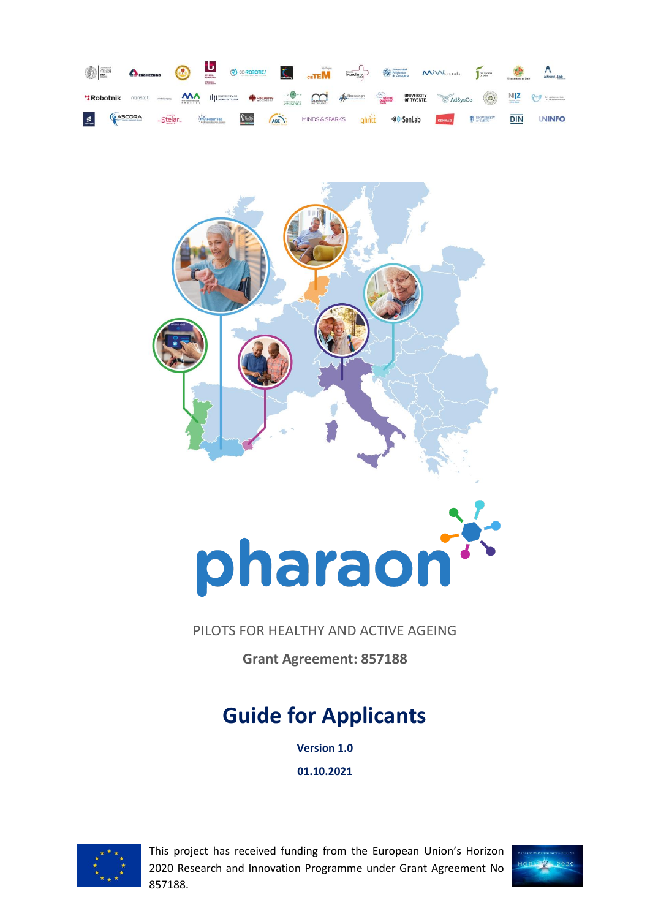pharaon

PILOTS FOR HEALTHY AND ACTIVE AGEING

**Grant Agreement: 857188**

# Guide for Applicants

**Version 1.0**

**01.10.2021**

This project has received funding from the European Union's Horizon 2020 Research and Innovation Programme under Grant Agreement No 857188.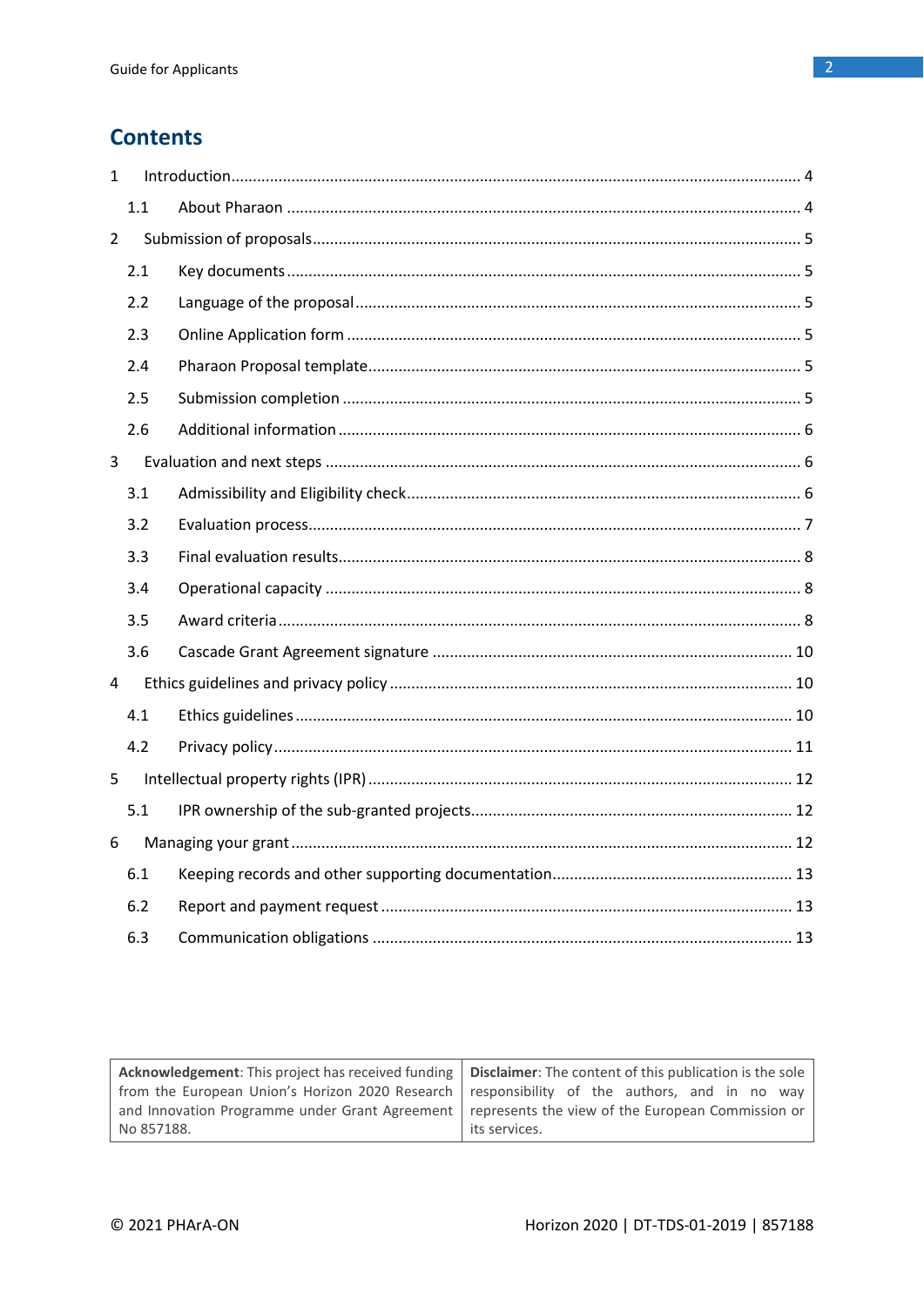# Contents

1 Introduction .... 4
   1.1 About Pharaon .... 4
2 Submission of proposals .... 5
   2.1 Key documents .... 5
   2.2 Language of the proposal .... 5
   2.3 Online Application form .... 5
   2.4 Pharaon Proposal template .... 5
   2.5 Submission completion .... 5
   2.6 Additional information .... 6
3 Evaluation and next steps .... 6
   3.1 Admissibility and Eligibility check .... 6
   3.2 Evaluation process .... 7
   3.3 Final evaluation results .... 8
   3.4 Operational capacity .... 8
   3.5 Award criteria .... 8
   3.6 Cascade Grant Agreement signature .... 10
4 Ethics guidelines and privacy policy .... 10
   4.1 Ethics guidelines .... 10
   4.2 Privacy policy .... 11
5 Intellectual property rights (IPR) .... 12
   5.1 IPR ownership of the sub-granted projects .... 12
6 Managing your grant .... 12
   6.1 Keeping records and other supporting documentation .... 13
   6.2 Report and payment request .... 13
   6.3 Communication obligations .... 13

| **Acknowledgement**: This project has received funding from the European Union's Horizon 2020 Research and Innovation Programme under Grant Agreement No 857188. | **Disclaimer**: The content of this publication is the sole responsibility of the authors, and in no way represents the view of the European Commission or its services. |
| --- | --- |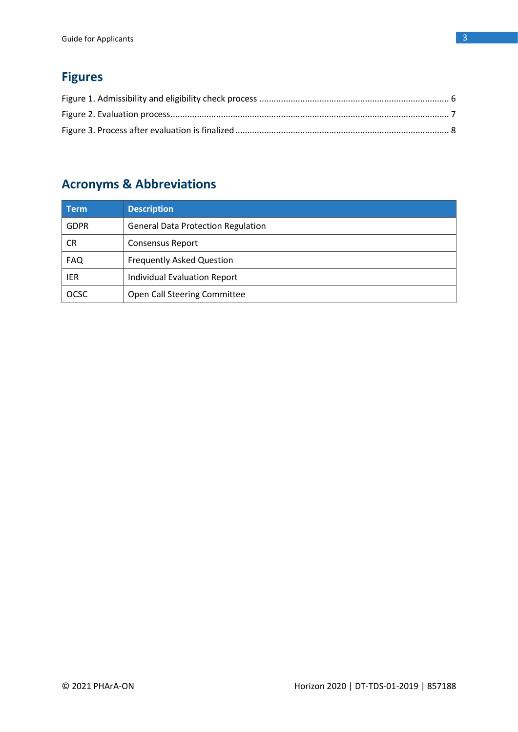## Figures

Figure 1. Admissibility and eligibility check process ........................................................................ 6
Figure 2. Evaluation process.................................................................................................................... 7
Figure 3. Process after evaluation is finalized ...................................................................................... 8

## Acronyms & Abbreviations

| Term | Description |
| --- | --- |
| GDPR | General Data Protection Regulation |
| CR | Consensus Report |
| FAQ | Frequently Asked Question |
| IER | Individual Evaluation Report |
| OCSC | Open Call Steering Committee |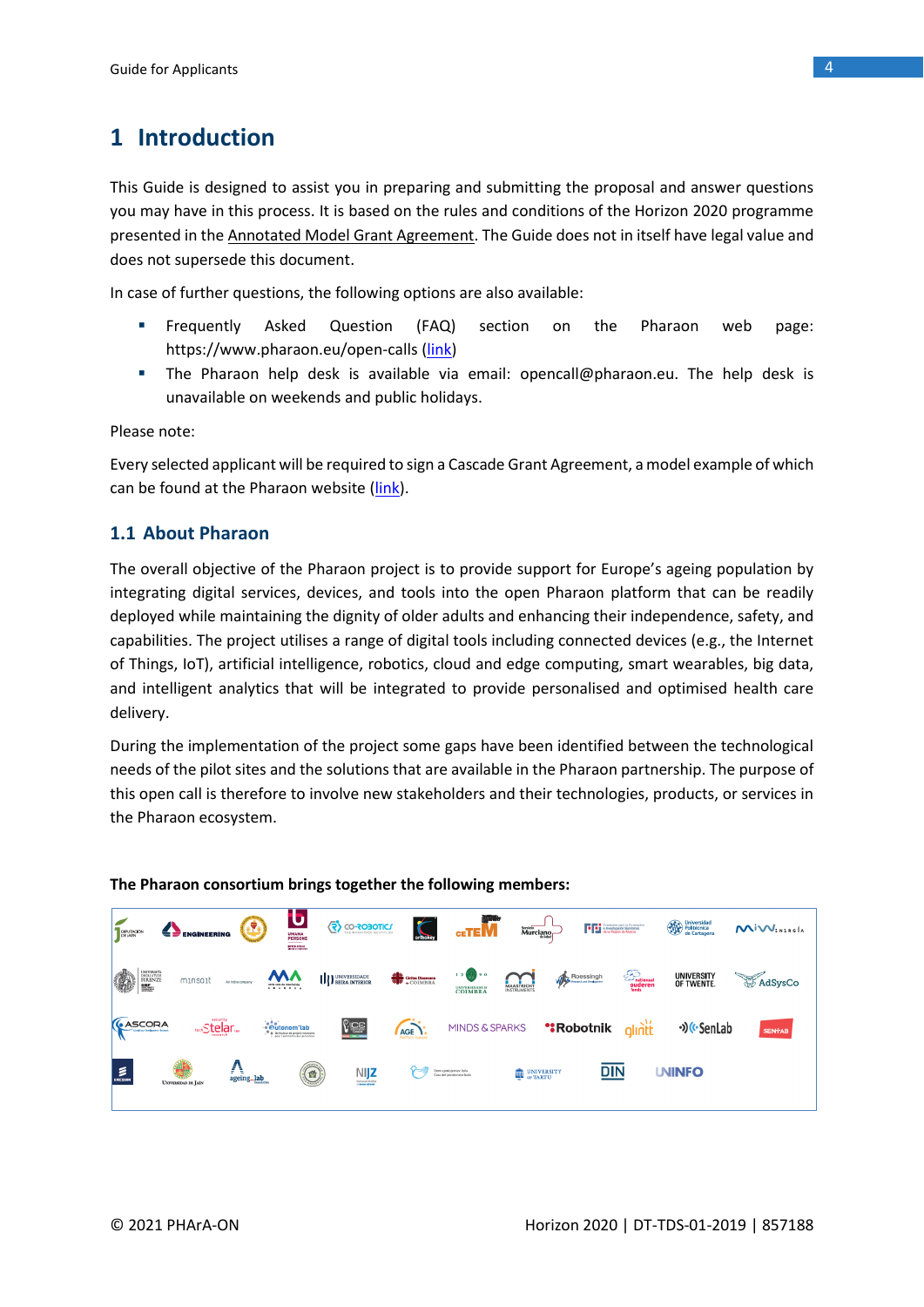# 1 Introduction

This Guide is designed to assist you in preparing and submitting the proposal and answer questions you may have in this process. It is based on the rules and conditions of the Horizon 2020 programme presented in the Annotated Model Grant Agreement. The Guide does not in itself have legal value and does not supersede this document.

In case of further questions, the following options are also available:

- Frequently Asked Question (FAQ) section on the Pharaon web page: https://www.pharaon.eu/open-calls (link)
- The Pharaon help desk is available via email: opencall@pharaon.eu. The help desk is unavailable on weekends and public holidays.

Please note:

Every selected applicant will be required to sign a Cascade Grant Agreement, a model example of which can be found at the Pharaon website (link).

## 1.1 About Pharaon

The overall objective of the Pharaon project is to provide support for Europe's ageing population by integrating digital services, devices, and tools into the open Pharaon platform that can be readily deployed while maintaining the dignity of older adults and enhancing their independence, safety, and capabilities. The project utilises a range of digital tools including connected devices (e.g., the Internet of Things, IoT), artificial intelligence, robotics, cloud and edge computing, smart wearables, big data, and intelligent analytics that will be integrated to provide personalised and optimised health care delivery.

During the implementation of the project some gaps have been identified between the technological needs of the pilot sites and the solutions that are available in the Pharaon partnership. The purpose of this open call is therefore to involve new stakeholders and their technologies, products, or services in the Pharaon ecosystem.

**The Pharaon consortium brings together the following members:**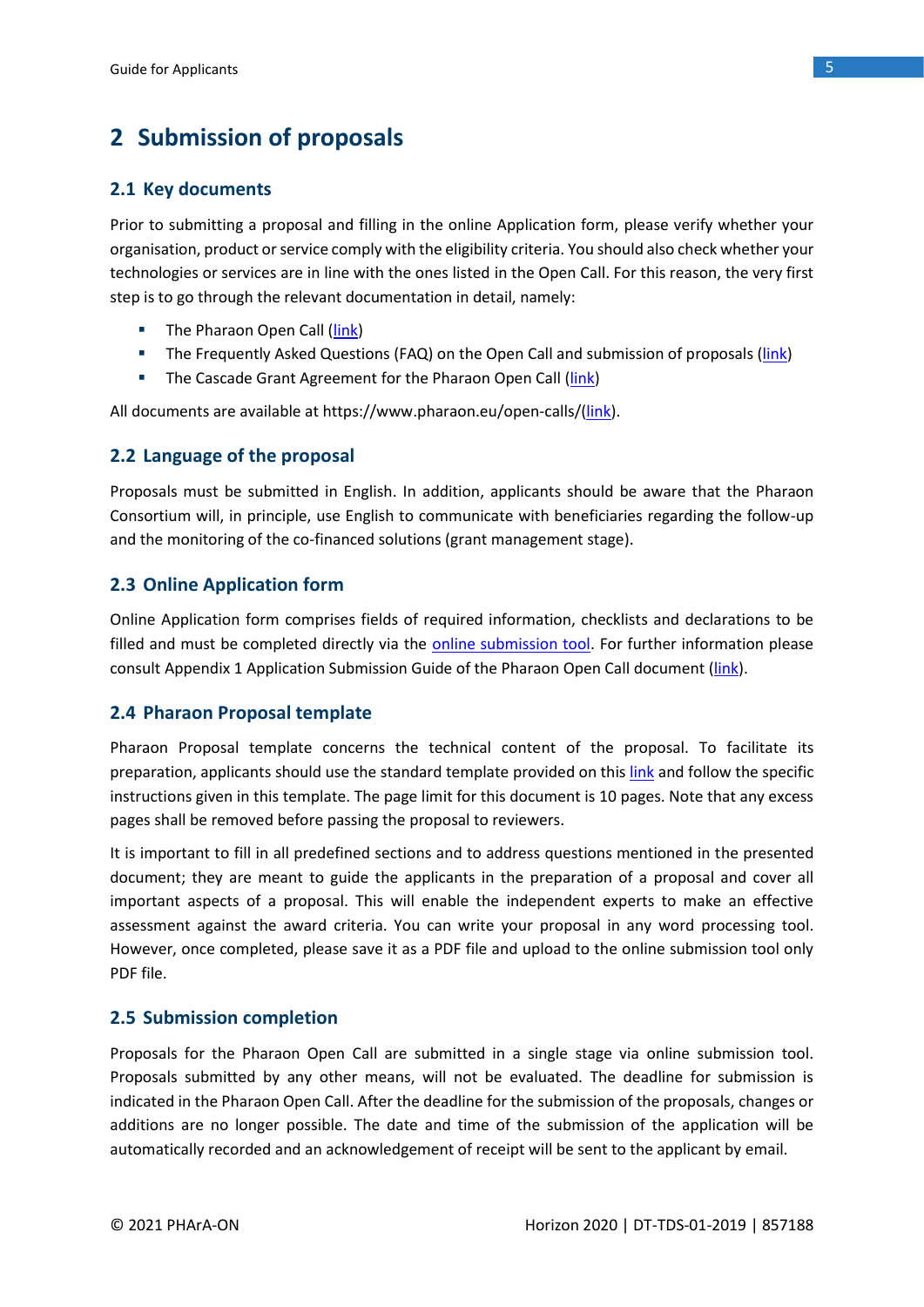# 2 Submission of proposals

## 2.1 Key documents

Prior to submitting a proposal and filling in the online Application form, please verify whether your organisation, product or service comply with the eligibility criteria. You should also check whether your technologies or services are in line with the ones listed in the Open Call. For this reason, the very first step is to go through the relevant documentation in detail, namely:

- The Pharaon Open Call (link)
- The Frequently Asked Questions (FAQ) on the Open Call and submission of proposals (link)
- The Cascade Grant Agreement for the Pharaon Open Call (link)

All documents are available at https://www.pharaon.eu/open-calls/(link).

## 2.2 Language of the proposal

Proposals must be submitted in English. In addition, applicants should be aware that the Pharaon Consortium will, in principle, use English to communicate with beneficiaries regarding the follow-up and the monitoring of the co-financed solutions (grant management stage).

## 2.3 Online Application form

Online Application form comprises fields of required information, checklists and declarations to be filled and must be completed directly via the online submission tool. For further information please consult Appendix 1 Application Submission Guide of the Pharaon Open Call document (link).

## 2.4 Pharaon Proposal template

Pharaon Proposal template concerns the technical content of the proposal. To facilitate its preparation, applicants should use the standard template provided on this link and follow the specific instructions given in this template. The page limit for this document is 10 pages. Note that any excess pages shall be removed before passing the proposal to reviewers.

It is important to fill in all predefined sections and to address questions mentioned in the presented document; they are meant to guide the applicants in the preparation of a proposal and cover all important aspects of a proposal. This will enable the independent experts to make an effective assessment against the award criteria. You can write your proposal in any word processing tool. However, once completed, please save it as a PDF file and upload to the online submission tool only PDF file.

## 2.5 Submission completion

Proposals for the Pharaon Open Call are submitted in a single stage via online submission tool. Proposals submitted by any other means, will not be evaluated. The deadline for submission is indicated in the Pharaon Open Call. After the deadline for the submission of the proposals, changes or additions are no longer possible. The date and time of the submission of the application will be automatically recorded and an acknowledgement of receipt will be sent to the applicant by email.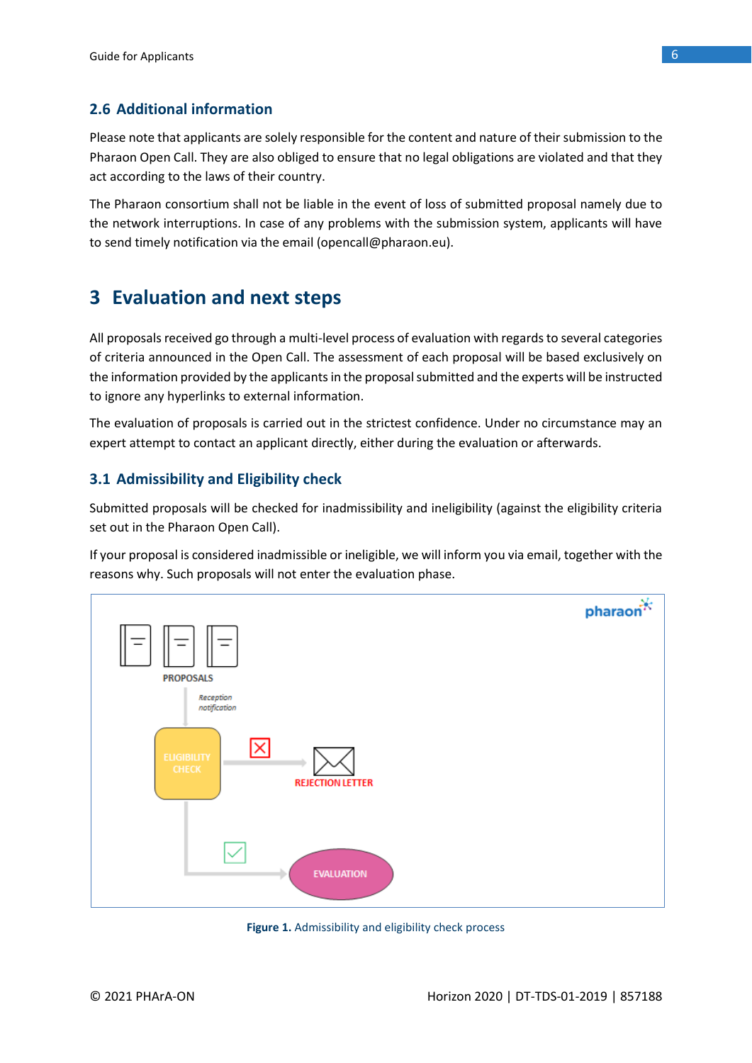## 2.6 Additional information

Please note that applicants are solely responsible for the content and nature of their submission to the Pharaon Open Call. They are also obliged to ensure that no legal obligations are violated and that they act according to the laws of their country.

The Pharaon consortium shall not be liable in the event of loss of submitted proposal namely due to the network interruptions. In case of any problems with the submission system, applicants will have to send timely notification via the email (opencall@pharaon.eu).

# 3 Evaluation and next steps

All proposals received go through a multi-level process of evaluation with regards to several categories of criteria announced in the Open Call. The assessment of each proposal will be based exclusively on the information provided by the applicants in the proposal submitted and the experts will be instructed to ignore any hyperlinks to external information.

The evaluation of proposals is carried out in the strictest confidence. Under no circumstance may an expert attempt to contact an applicant directly, either during the evaluation or afterwards.

## 3.1 Admissibility and Eligibility check

Submitted proposals will be checked for inadmissibility and ineligibility (against the eligibility criteria set out in the Pharaon Open Call).

If your proposal is considered inadmissible or ineligible, we will inform you via email, together with the reasons why. Such proposals will not enter the evaluation phase.

PROPOSALS

*Reception notification*

ELIGIBILITY CHECK

REJECTION LETTER

EVALUATION

**Figure 1.** Admissibility and eligibility check process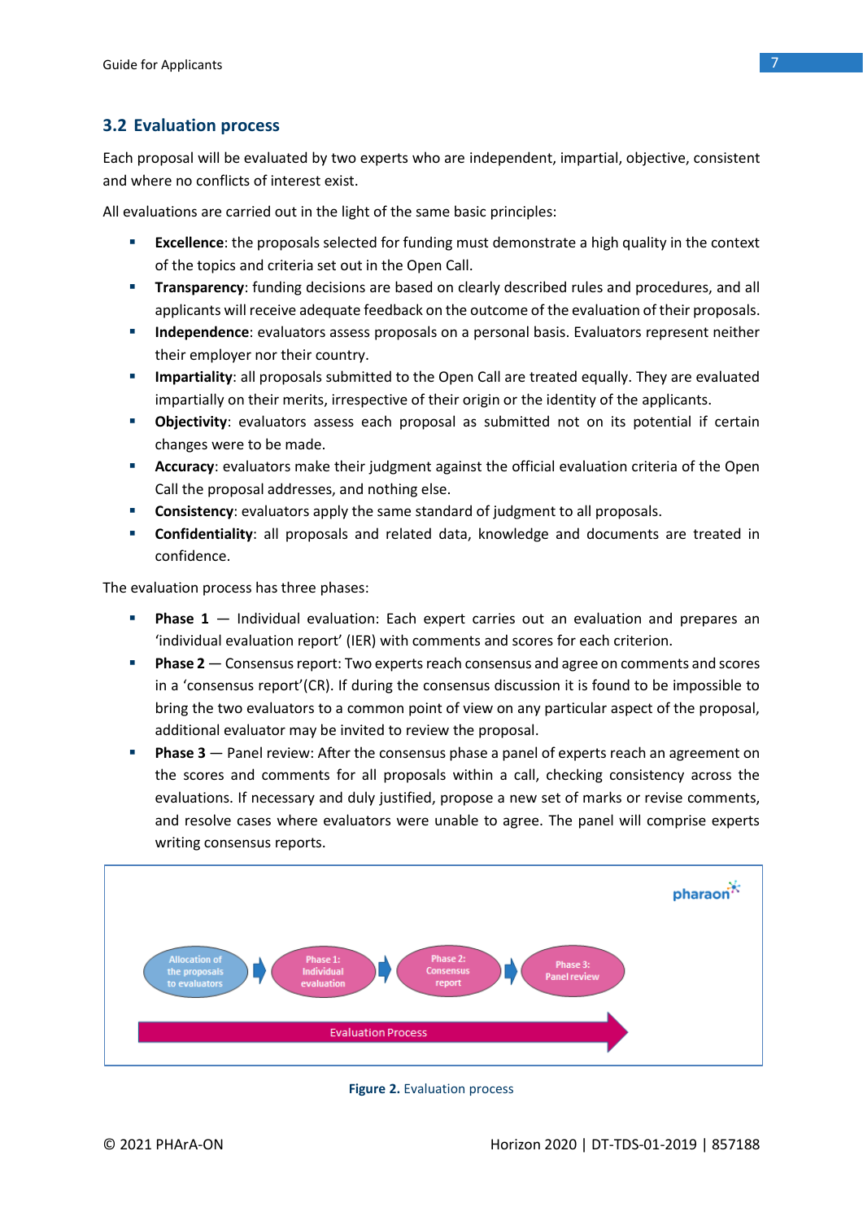## 3.2 Evaluation process

Each proposal will be evaluated by two experts who are independent, impartial, objective, consistent and where no conflicts of interest exist.

All evaluations are carried out in the light of the same basic principles:

- **Excellence**: the proposals selected for funding must demonstrate a high quality in the context of the topics and criteria set out in the Open Call.
- **Transparency**: funding decisions are based on clearly described rules and procedures, and all applicants will receive adequate feedback on the outcome of the evaluation of their proposals.
- **Independence**: evaluators assess proposals on a personal basis. Evaluators represent neither their employer nor their country.
- **Impartiality**: all proposals submitted to the Open Call are treated equally. They are evaluated impartially on their merits, irrespective of their origin or the identity of the applicants.
- **Objectivity**: evaluators assess each proposal as submitted not on its potential if certain changes were to be made.
- **Accuracy**: evaluators make their judgment against the official evaluation criteria of the Open Call the proposal addresses, and nothing else.
- **Consistency**: evaluators apply the same standard of judgment to all proposals.
- **Confidentiality**: all proposals and related data, knowledge and documents are treated in confidence.

The evaluation process has three phases:

- **Phase 1** — Individual evaluation: Each expert carries out an evaluation and prepares an 'individual evaluation report' (IER) with comments and scores for each criterion.
- **Phase 2** — Consensus report: Two experts reach consensus and agree on comments and scores in a 'consensus report'(CR). If during the consensus discussion it is found to be impossible to bring the two evaluators to a common point of view on any particular aspect of the proposal, additional evaluator may be invited to review the proposal.
- **Phase 3** — Panel review: After the consensus phase a panel of experts reach an agreement on the scores and comments for all proposals within a call, checking consistency across the evaluations. If necessary and duly justified, propose a new set of marks or revise comments, and resolve cases where evaluators were unable to agree. The panel will comprise experts writing consensus reports.

pharaon

Allocation of the proposals to evaluators → Phase 1: Individual evaluation → Phase 2: Consensus report → Phase 3: Panel review

Evaluation Process

**Figure 2.** Evaluation process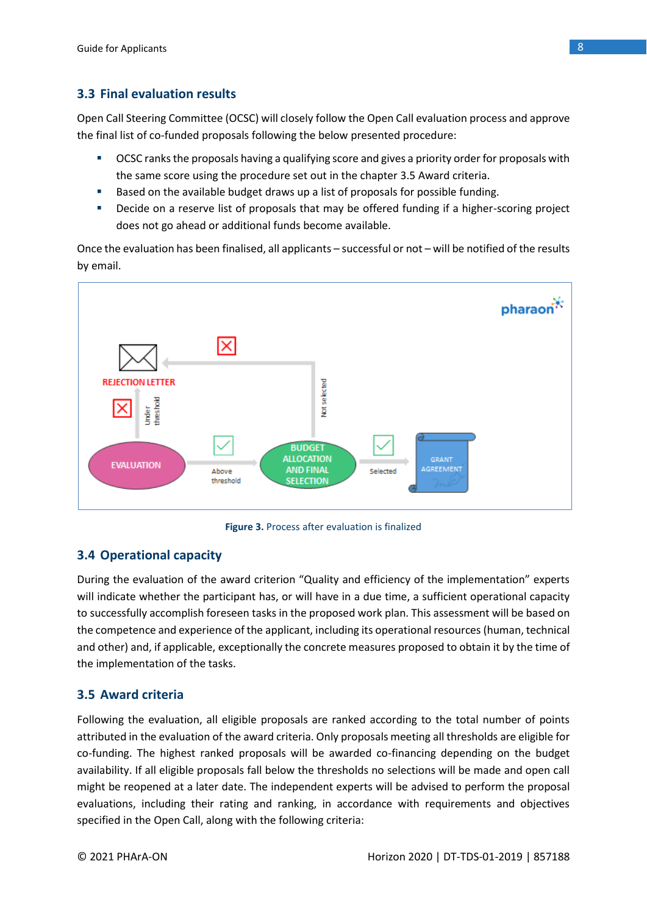## 3.3 Final evaluation results

Open Call Steering Committee (OCSC) will closely follow the Open Call evaluation process and approve the final list of co-funded proposals following the below presented procedure:

- OCSC ranks the proposals having a qualifying score and gives a priority order for proposals with the same score using the procedure set out in the chapter 3.5 Award criteria.
- Based on the available budget draws up a list of proposals for possible funding.
- Decide on a reserve list of proposals that may be offered funding if a higher-scoring project does not go ahead or additional funds become available.

Once the evaluation has been finalised, all applicants – successful or not – will be notified of the results by email.

**Figure 3.** Process after evaluation is finalized

## 3.4 Operational capacity

During the evaluation of the award criterion "Quality and efficiency of the implementation" experts will indicate whether the participant has, or will have in a due time, a sufficient operational capacity to successfully accomplish foreseen tasks in the proposed work plan. This assessment will be based on the competence and experience of the applicant, including its operational resources (human, technical and other) and, if applicable, exceptionally the concrete measures proposed to obtain it by the time of the implementation of the tasks.

## 3.5 Award criteria

Following the evaluation, all eligible proposals are ranked according to the total number of points attributed in the evaluation of the award criteria. Only proposals meeting all thresholds are eligible for co-funding. The highest ranked proposals will be awarded co-financing depending on the budget availability. If all eligible proposals fall below the thresholds no selections will be made and open call might be reopened at a later date. The independent experts will be advised to perform the proposal evaluations, including their rating and ranking, in accordance with requirements and objectives specified in the Open Call, along with the following criteria: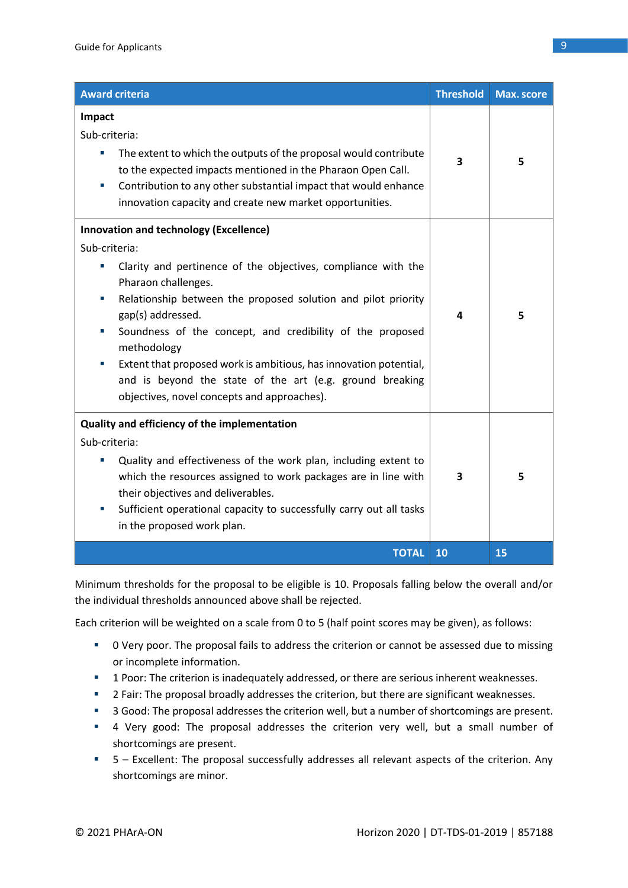| Award criteria | Threshold | Max. score |
|---|---|---|
| **Impact**<br>Sub-criteria:<br>▪ The extent to which the outputs of the proposal would contribute to the expected impacts mentioned in the Pharaon Open Call.<br>▪ Contribution to any other substantial impact that would enhance innovation capacity and create new market opportunities. | 3 | 5 |
| **Innovation and technology (Excellence)**<br>Sub-criteria:<br>▪ Clarity and pertinence of the objectives, compliance with the Pharaon challenges.<br>▪ Relationship between the proposed solution and pilot priority gap(s) addressed.<br>▪ Soundness of the concept, and credibility of the proposed methodology<br>▪ Extent that proposed work is ambitious, has innovation potential, and is beyond the state of the art (e.g. ground breaking objectives, novel concepts and approaches). | 4 | 5 |
| **Quality and efficiency of the implementation**<br>Sub-criteria:<br>▪ Quality and effectiveness of the work plan, including extent to which the resources assigned to work packages are in line with their objectives and deliverables.<br>▪ Sufficient operational capacity to successfully carry out all tasks in the proposed work plan. | 3 | 5 |
| **TOTAL** | **10** | **15** |

Minimum thresholds for the proposal to be eligible is 10. Proposals falling below the overall and/or the individual thresholds announced above shall be rejected.

Each criterion will be weighted on a scale from 0 to 5 (half point scores may be given), as follows:

- 0 Very poor. The proposal fails to address the criterion or cannot be assessed due to missing or incomplete information.
- 1 Poor: The criterion is inadequately addressed, or there are serious inherent weaknesses.
- 2 Fair: The proposal broadly addresses the criterion, but there are significant weaknesses.
- 3 Good: The proposal addresses the criterion well, but a number of shortcomings are present.
- 4 Very good: The proposal addresses the criterion very well, but a small number of shortcomings are present.
- 5 – Excellent: The proposal successfully addresses all relevant aspects of the criterion. Any shortcomings are minor.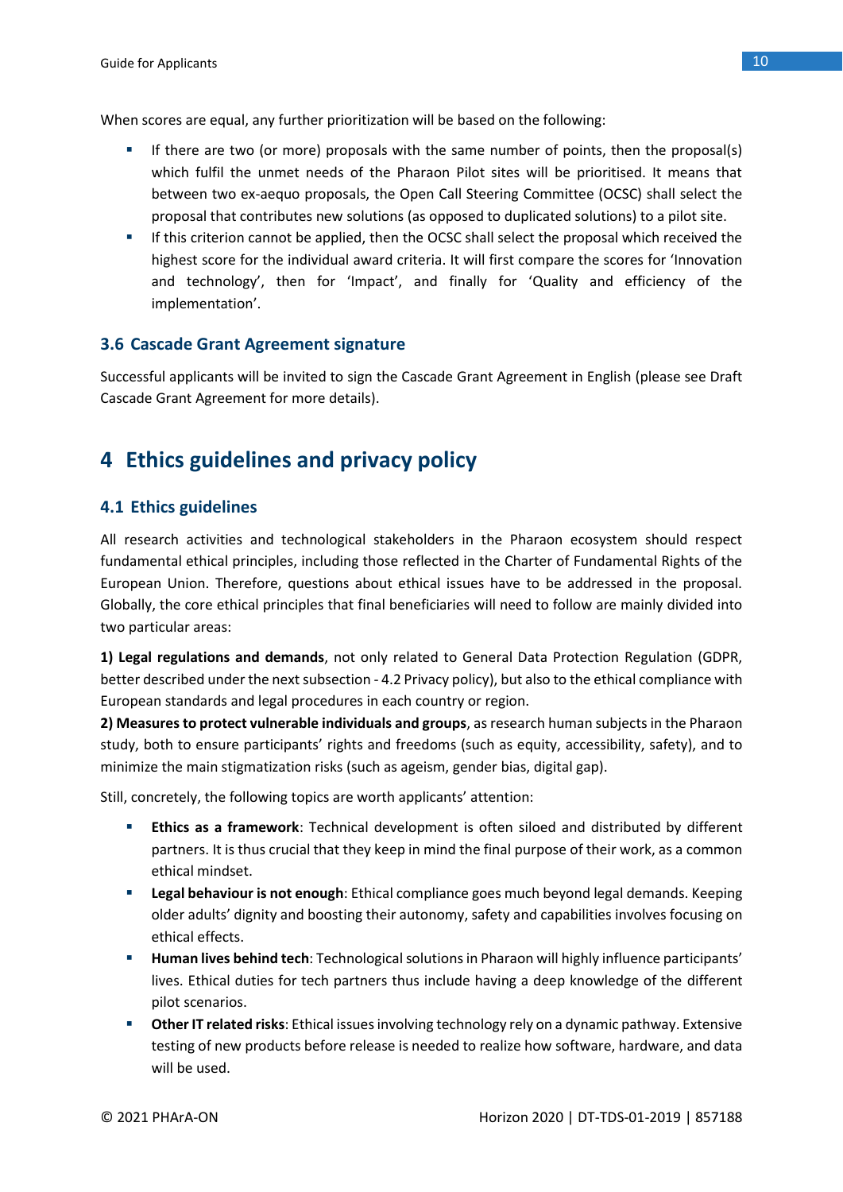When scores are equal, any further prioritization will be based on the following:

- If there are two (or more) proposals with the same number of points, then the proposal(s) which fulfil the unmet needs of the Pharaon Pilot sites will be prioritised. It means that between two ex-aequo proposals, the Open Call Steering Committee (OCSC) shall select the proposal that contributes new solutions (as opposed to duplicated solutions) to a pilot site.
- If this criterion cannot be applied, then the OCSC shall select the proposal which received the highest score for the individual award criteria. It will first compare the scores for 'Innovation and technology', then for 'Impact', and finally for 'Quality and efficiency of the implementation'.

### 3.6 Cascade Grant Agreement signature

Successful applicants will be invited to sign the Cascade Grant Agreement in English (please see Draft Cascade Grant Agreement for more details).

## 4 Ethics guidelines and privacy policy

### 4.1 Ethics guidelines

All research activities and technological stakeholders in the Pharaon ecosystem should respect fundamental ethical principles, including those reflected in the Charter of Fundamental Rights of the European Union. Therefore, questions about ethical issues have to be addressed in the proposal. Globally, the core ethical principles that final beneficiaries will need to follow are mainly divided into two particular areas:

**1) Legal regulations and demands**, not only related to General Data Protection Regulation (GDPR, better described under the next subsection - 4.2 Privacy policy), but also to the ethical compliance with European standards and legal procedures in each country or region.

**2) Measures to protect vulnerable individuals and groups**, as research human subjects in the Pharaon study, both to ensure participants' rights and freedoms (such as equity, accessibility, safety), and to minimize the main stigmatization risks (such as ageism, gender bias, digital gap).

Still, concretely, the following topics are worth applicants' attention:

- **Ethics as a framework**: Technical development is often siloed and distributed by different partners. It is thus crucial that they keep in mind the final purpose of their work, as a common ethical mindset.
- **Legal behaviour is not enough**: Ethical compliance goes much beyond legal demands. Keeping older adults' dignity and boosting their autonomy, safety and capabilities involves focusing on ethical effects.
- **Human lives behind tech**: Technological solutions in Pharaon will highly influence participants' lives. Ethical duties for tech partners thus include having a deep knowledge of the different pilot scenarios.
- **Other IT related risks**: Ethical issues involving technology rely on a dynamic pathway. Extensive testing of new products before release is needed to realize how software, hardware, and data will be used.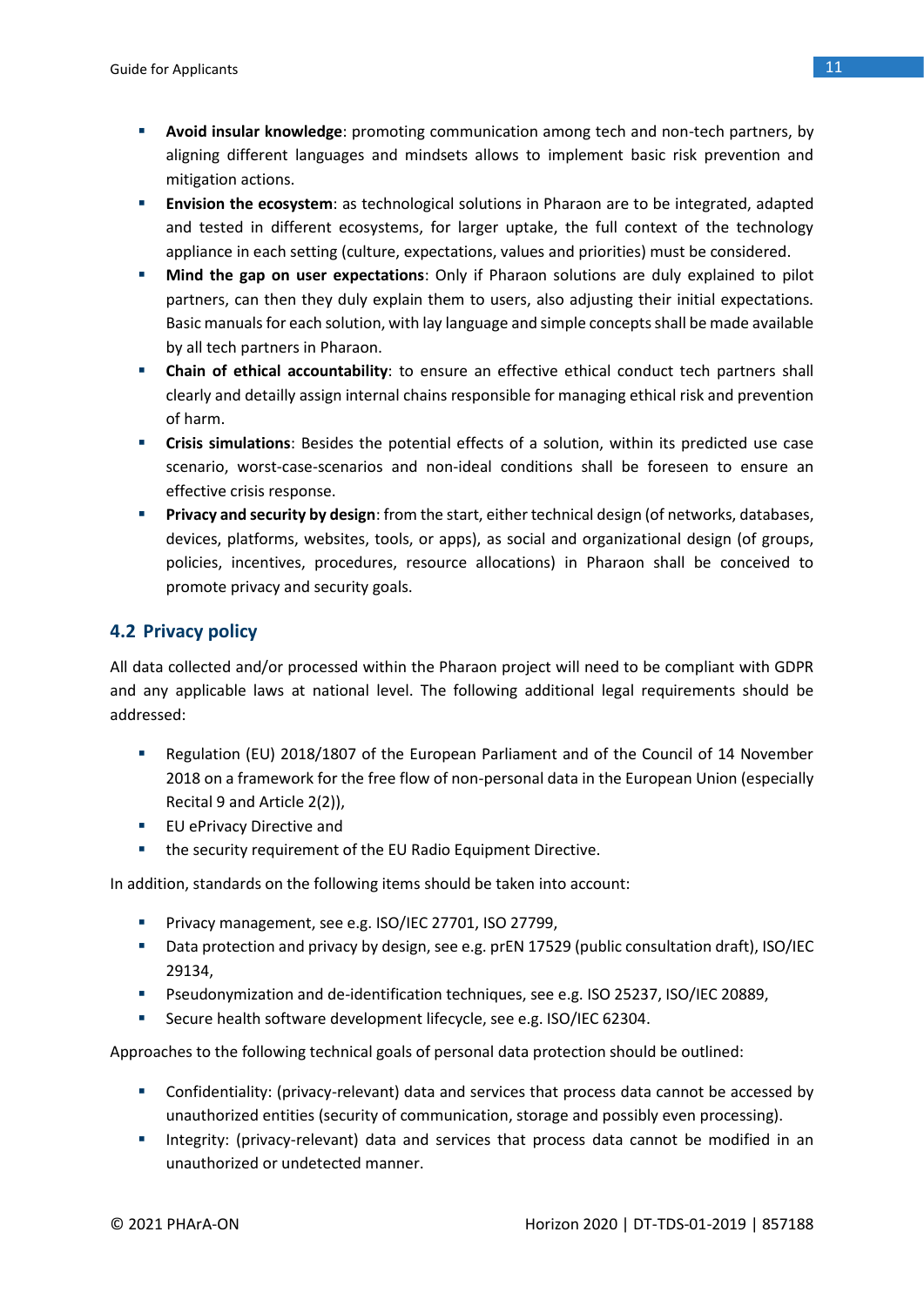- **Avoid insular knowledge**: promoting communication among tech and non-tech partners, by aligning different languages and mindsets allows to implement basic risk prevention and mitigation actions.
- **Envision the ecosystem**: as technological solutions in Pharaon are to be integrated, adapted and tested in different ecosystems, for larger uptake, the full context of the technology appliance in each setting (culture, expectations, values and priorities) must be considered.
- **Mind the gap on user expectations**: Only if Pharaon solutions are duly explained to pilot partners, can then they duly explain them to users, also adjusting their initial expectations. Basic manuals for each solution, with lay language and simple concepts shall be made available by all tech partners in Pharaon.
- **Chain of ethical accountability**: to ensure an effective ethical conduct tech partners shall clearly and detailly assign internal chains responsible for managing ethical risk and prevention of harm.
- **Crisis simulations**: Besides the potential effects of a solution, within its predicted use case scenario, worst-case-scenarios and non-ideal conditions shall be foreseen to ensure an effective crisis response.
- **Privacy and security by design**: from the start, either technical design (of networks, databases, devices, platforms, websites, tools, or apps), as social and organizational design (of groups, policies, incentives, procedures, resource allocations) in Pharaon shall be conceived to promote privacy and security goals.

## 4.2 Privacy policy

All data collected and/or processed within the Pharaon project will need to be compliant with GDPR and any applicable laws at national level. The following additional legal requirements should be addressed:

- Regulation (EU) 2018/1807 of the European Parliament and of the Council of 14 November 2018 on a framework for the free flow of non-personal data in the European Union (especially Recital 9 and Article 2(2)),
- EU ePrivacy Directive and
- the security requirement of the EU Radio Equipment Directive.

In addition, standards on the following items should be taken into account:

- Privacy management, see e.g. ISO/IEC 27701, ISO 27799,
- Data protection and privacy by design, see e.g. prEN 17529 (public consultation draft), ISO/IEC 29134,
- Pseudonymization and de-identification techniques, see e.g. ISO 25237, ISO/IEC 20889,
- Secure health software development lifecycle, see e.g. ISO/IEC 62304.

Approaches to the following technical goals of personal data protection should be outlined:

- Confidentiality: (privacy-relevant) data and services that process data cannot be accessed by unauthorized entities (security of communication, storage and possibly even processing).
- Integrity: (privacy-relevant) data and services that process data cannot be modified in an unauthorized or undetected manner.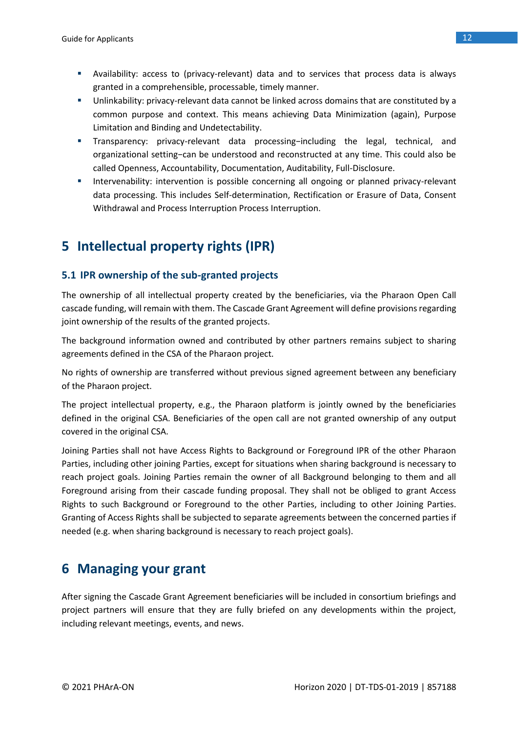- Availability: access to (privacy-relevant) data and to services that process data is always granted in a comprehensible, processable, timely manner.
- Unlinkability: privacy-relevant data cannot be linked across domains that are constituted by a common purpose and context. This means achieving Data Minimization (again), Purpose Limitation and Binding and Undetectability.
- Transparency: privacy-relevant data processing−including the legal, technical, and organizational setting−can be understood and reconstructed at any time. This could also be called Openness, Accountability, Documentation, Auditability, Full-Disclosure.
- Intervenability: intervention is possible concerning all ongoing or planned privacy-relevant data processing. This includes Self-determination, Rectification or Erasure of Data, Consent Withdrawal and Process Interruption Process Interruption.

# 5 Intellectual property rights (IPR)

## 5.1 IPR ownership of the sub-granted projects

The ownership of all intellectual property created by the beneficiaries, via the Pharaon Open Call cascade funding, will remain with them. The Cascade Grant Agreement will define provisions regarding joint ownership of the results of the granted projects.

The background information owned and contributed by other partners remains subject to sharing agreements defined in the CSA of the Pharaon project.

No rights of ownership are transferred without previous signed agreement between any beneficiary of the Pharaon project.

The project intellectual property, e.g., the Pharaon platform is jointly owned by the beneficiaries defined in the original CSA. Beneficiaries of the open call are not granted ownership of any output covered in the original CSA.

Joining Parties shall not have Access Rights to Background or Foreground IPR of the other Pharaon Parties, including other joining Parties, except for situations when sharing background is necessary to reach project goals. Joining Parties remain the owner of all Background belonging to them and all Foreground arising from their cascade funding proposal. They shall not be obliged to grant Access Rights to such Background or Foreground to the other Parties, including to other Joining Parties. Granting of Access Rights shall be subjected to separate agreements between the concerned parties if needed (e.g. when sharing background is necessary to reach project goals).

# 6 Managing your grant

After signing the Cascade Grant Agreement beneficiaries will be included in consortium briefings and project partners will ensure that they are fully briefed on any developments within the project, including relevant meetings, events, and news.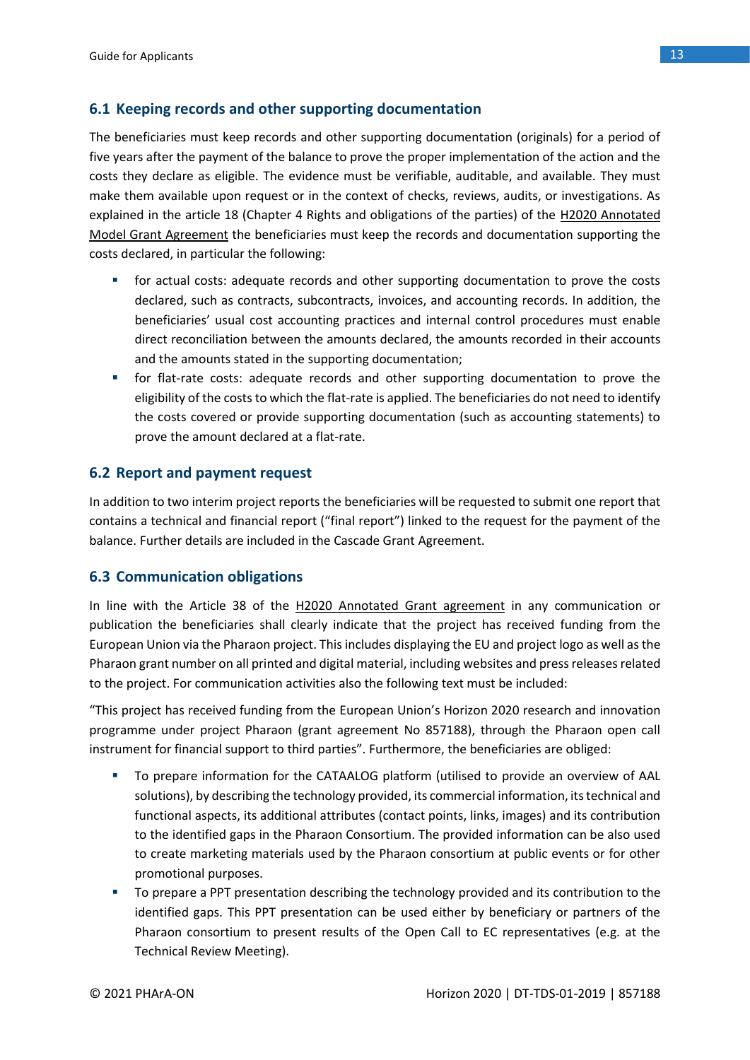## 6.1 Keeping records and other supporting documentation

The beneficiaries must keep records and other supporting documentation (originals) for a period of five years after the payment of the balance to prove the proper implementation of the action and the costs they declare as eligible. The evidence must be verifiable, auditable, and available. They must make them available upon request or in the context of checks, reviews, audits, or investigations. As explained in the article 18 (Chapter 4 Rights and obligations of the parties) of the H2020 Annotated Model Grant Agreement the beneficiaries must keep the records and documentation supporting the costs declared, in particular the following:

- for actual costs: adequate records and other supporting documentation to prove the costs declared, such as contracts, subcontracts, invoices, and accounting records. In addition, the beneficiaries' usual cost accounting practices and internal control procedures must enable direct reconciliation between the amounts declared, the amounts recorded in their accounts and the amounts stated in the supporting documentation;
- for flat-rate costs: adequate records and other supporting documentation to prove the eligibility of the costs to which the flat-rate is applied. The beneficiaries do not need to identify the costs covered or provide supporting documentation (such as accounting statements) to prove the amount declared at a flat-rate.

## 6.2 Report and payment request

In addition to two interim project reports the beneficiaries will be requested to submit one report that contains a technical and financial report ("final report") linked to the request for the payment of the balance. Further details are included in the Cascade Grant Agreement.

## 6.3 Communication obligations

In line with the Article 38 of the H2020 Annotated Grant agreement in any communication or publication the beneficiaries shall clearly indicate that the project has received funding from the European Union via the Pharaon project. This includes displaying the EU and project logo as well as the Pharaon grant number on all printed and digital material, including websites and press releases related to the project. For communication activities also the following text must be included:

"This project has received funding from the European Union's Horizon 2020 research and innovation programme under project Pharaon (grant agreement No 857188), through the Pharaon open call instrument for financial support to third parties". Furthermore, the beneficiaries are obliged:

- To prepare information for the CATAALOG platform (utilised to provide an overview of AAL solutions), by describing the technology provided, its commercial information, its technical and functional aspects, its additional attributes (contact points, links, images) and its contribution to the identified gaps in the Pharaon Consortium. The provided information can be also used to create marketing materials used by the Pharaon consortium at public events or for other promotional purposes.
- To prepare a PPT presentation describing the technology provided and its contribution to the identified gaps. This PPT presentation can be used either by beneficiary or partners of the Pharaon consortium to present results of the Open Call to EC representatives (e.g. at the Technical Review Meeting).